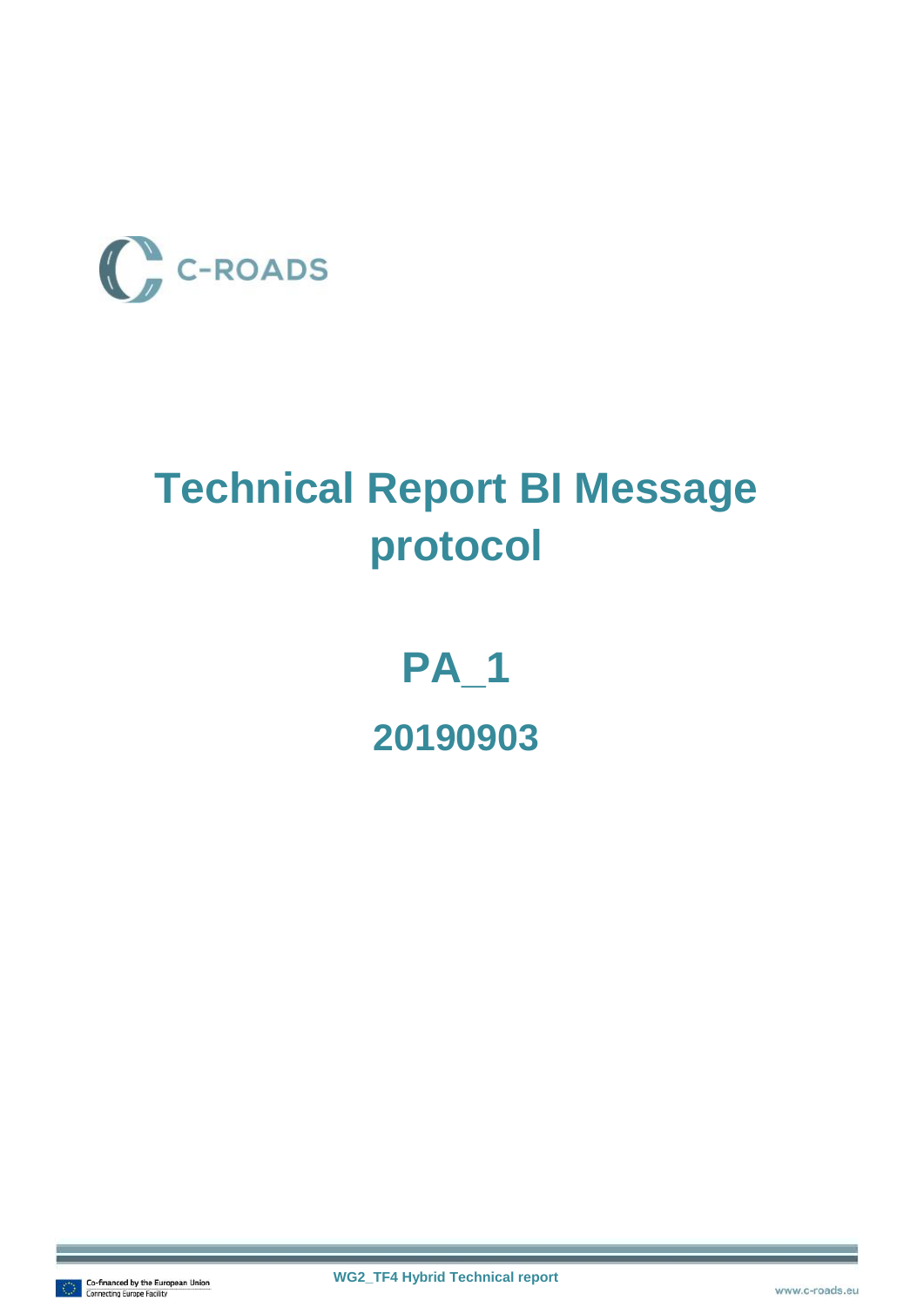C-ROADS

# Technical Report BI Message protocol

## PA_1

## 20190903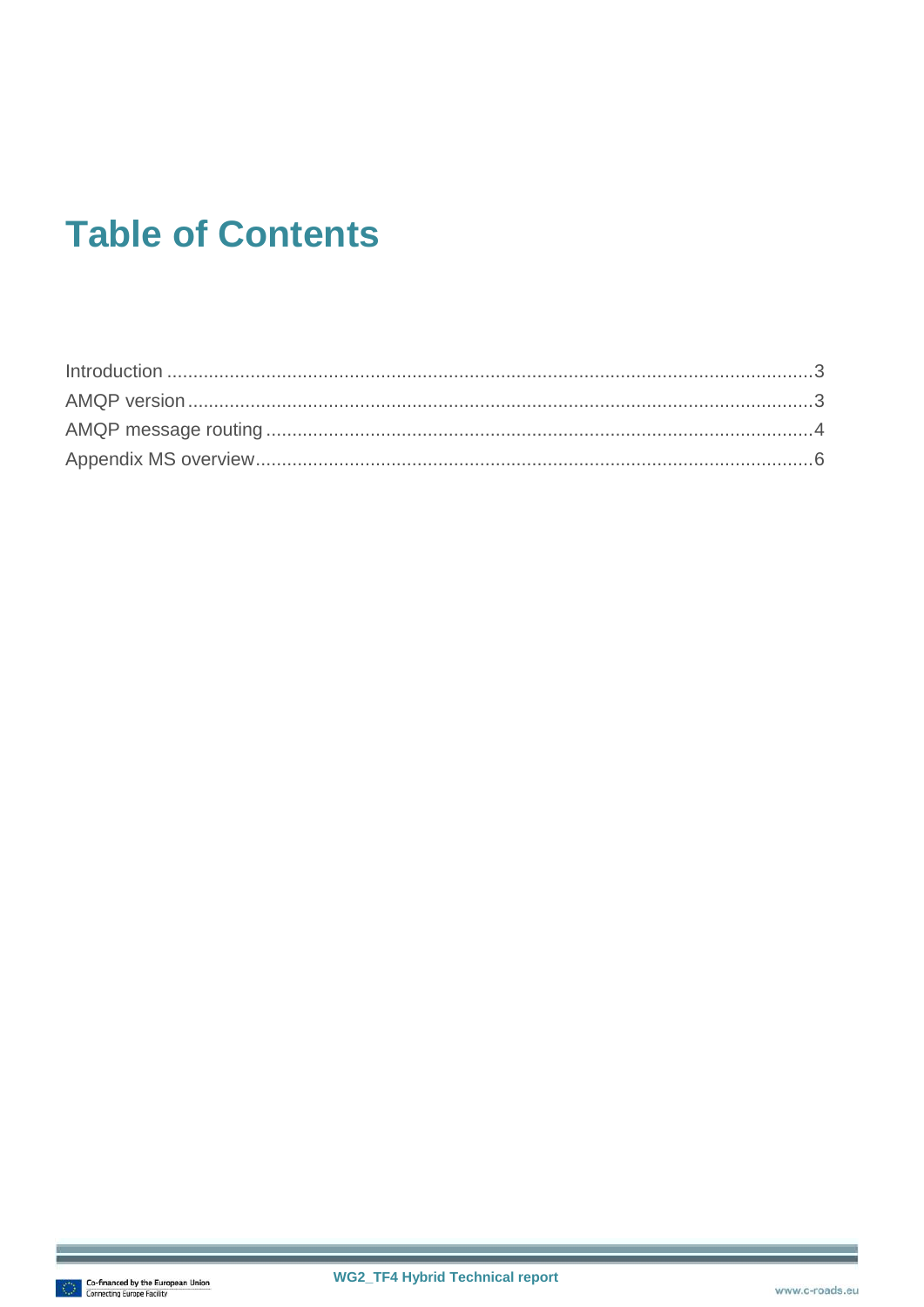# Table of Contents

Introduction ........................................................................................................................3
AMQP version ......................................................................................................................3
AMQP message routing .......................................................................................................4
Appendix MS overview..........................................................................................................6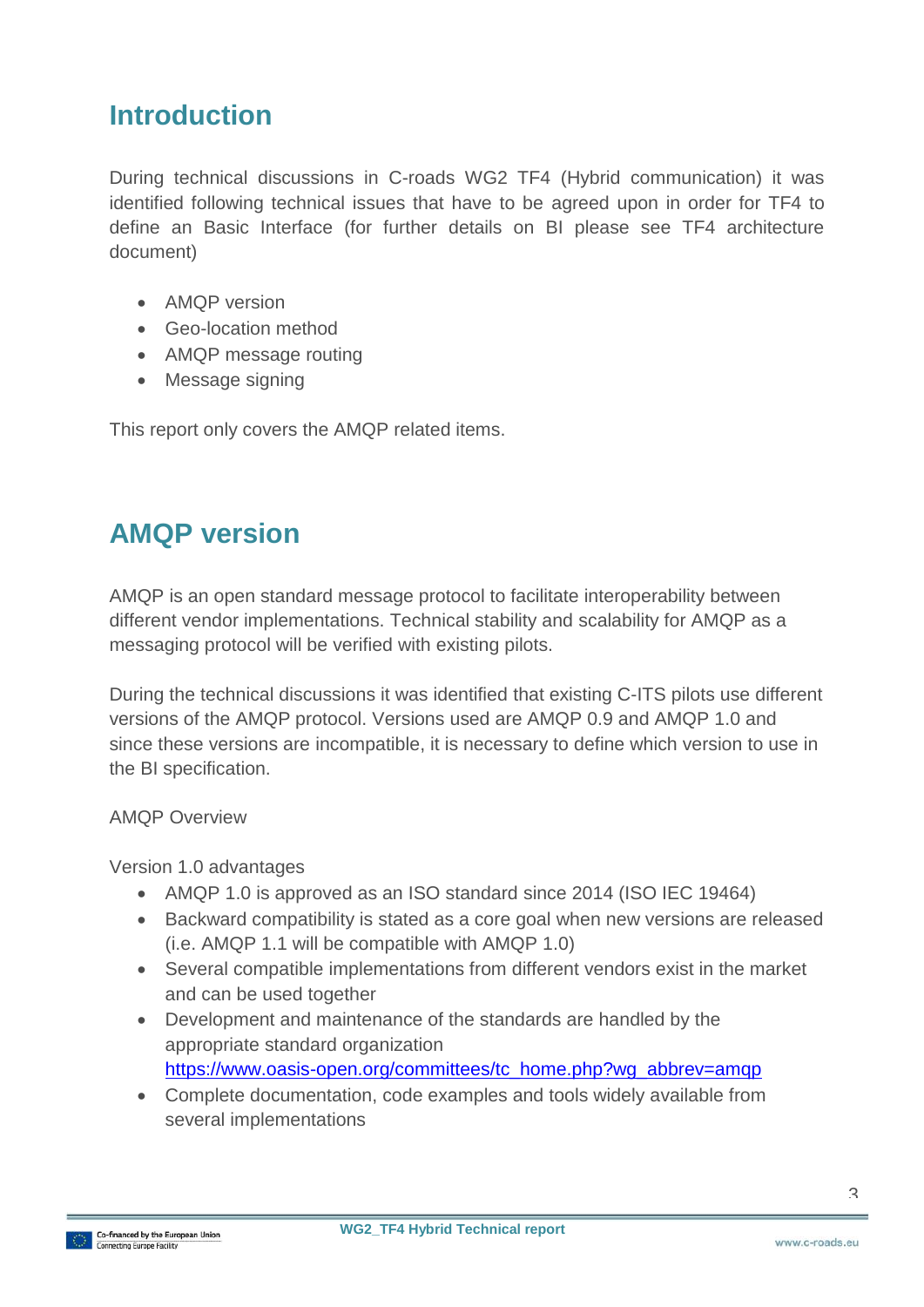# Introduction

During technical discussions in C-roads WG2 TF4 (Hybrid communication) it was identified following technical issues that have to be agreed upon in order for TF4 to define an Basic Interface (for further details on BI please see TF4 architecture document)

- AMQP version
- Geo-location method
- AMQP message routing
- Message signing

This report only covers the AMQP related items.

# AMQP version

AMQP is an open standard message protocol to facilitate interoperability between different vendor implementations. Technical stability and scalability for AMQP as a messaging protocol will be verified with existing pilots.

During the technical discussions it was identified that existing C-ITS pilots use different versions of the AMQP protocol. Versions used are AMQP 0.9 and AMQP 1.0 and since these versions are incompatible, it is necessary to define which version to use in the BI specification.

AMQP Overview

Version 1.0 advantages

- AMQP 1.0 is approved as an ISO standard since 2014 (ISO IEC 19464)
- Backward compatibility is stated as a core goal when new versions are released (i.e. AMQP 1.1 will be compatible with AMQP 1.0)
- Several compatible implementations from different vendors exist in the market and can be used together
- Development and maintenance of the standards are handled by the appropriate standard organization https://www.oasis-open.org/committees/tc_home.php?wg_abbrev=amqp
- Complete documentation, code examples and tools widely available from several implementations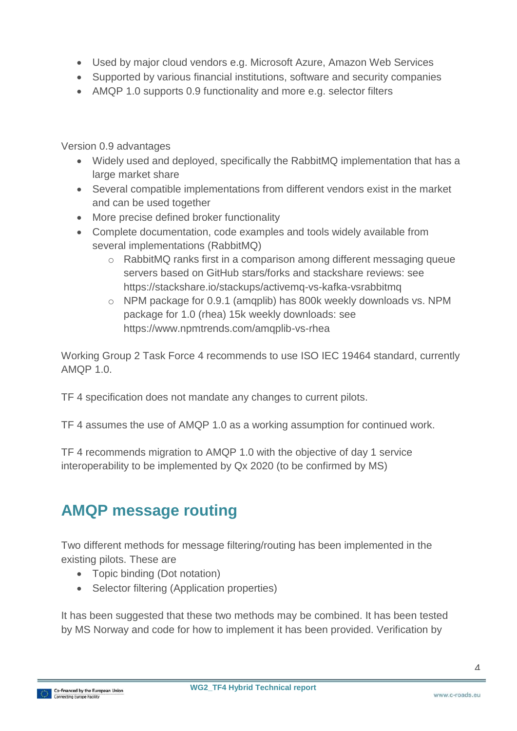- Used by major cloud vendors e.g. Microsoft Azure, Amazon Web Services
- Supported by various financial institutions, software and security companies
- AMQP 1.0 supports 0.9 functionality and more e.g. selector filters

Version 0.9 advantages

- Widely used and deployed, specifically the RabbitMQ implementation that has a large market share
- Several compatible implementations from different vendors exist in the market and can be used together
- More precise defined broker functionality
- Complete documentation, code examples and tools widely available from several implementations (RabbitMQ)
    - RabbitMQ ranks first in a comparison among different messaging queue servers based on GitHub stars/forks and stackshare reviews: see https://stackshare.io/stackups/activemq-vs-kafka-vsrabbitmq
    - NPM package for 0.9.1 (amqplib) has 800k weekly downloads vs. NPM package for 1.0 (rhea) 15k weekly downloads: see https://www.npmtrends.com/amqplib-vs-rhea

Working Group 2 Task Force 4 recommends to use ISO IEC 19464 standard, currently AMQP 1.0.

TF 4 specification does not mandate any changes to current pilots.

TF 4 assumes the use of AMQP 1.0 as a working assumption for continued work.

TF 4 recommends migration to AMQP 1.0 with the objective of day 1 service interoperability to be implemented by Qx 2020 (to be confirmed by MS)

## AMQP message routing

Two different methods for message filtering/routing has been implemented in the existing pilots. These are

- Topic binding (Dot notation)
- Selector filtering (Application properties)

It has been suggested that these two methods may be combined. It has been tested by MS Norway and code for how to implement it has been provided. Verification by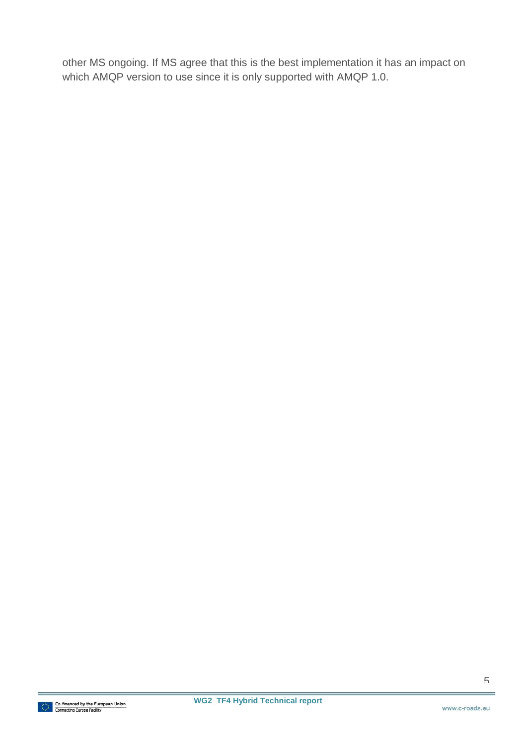other MS ongoing. If MS agree that this is the best implementation it has an impact on which AMQP version to use since it is only supported with AMQP 1.0.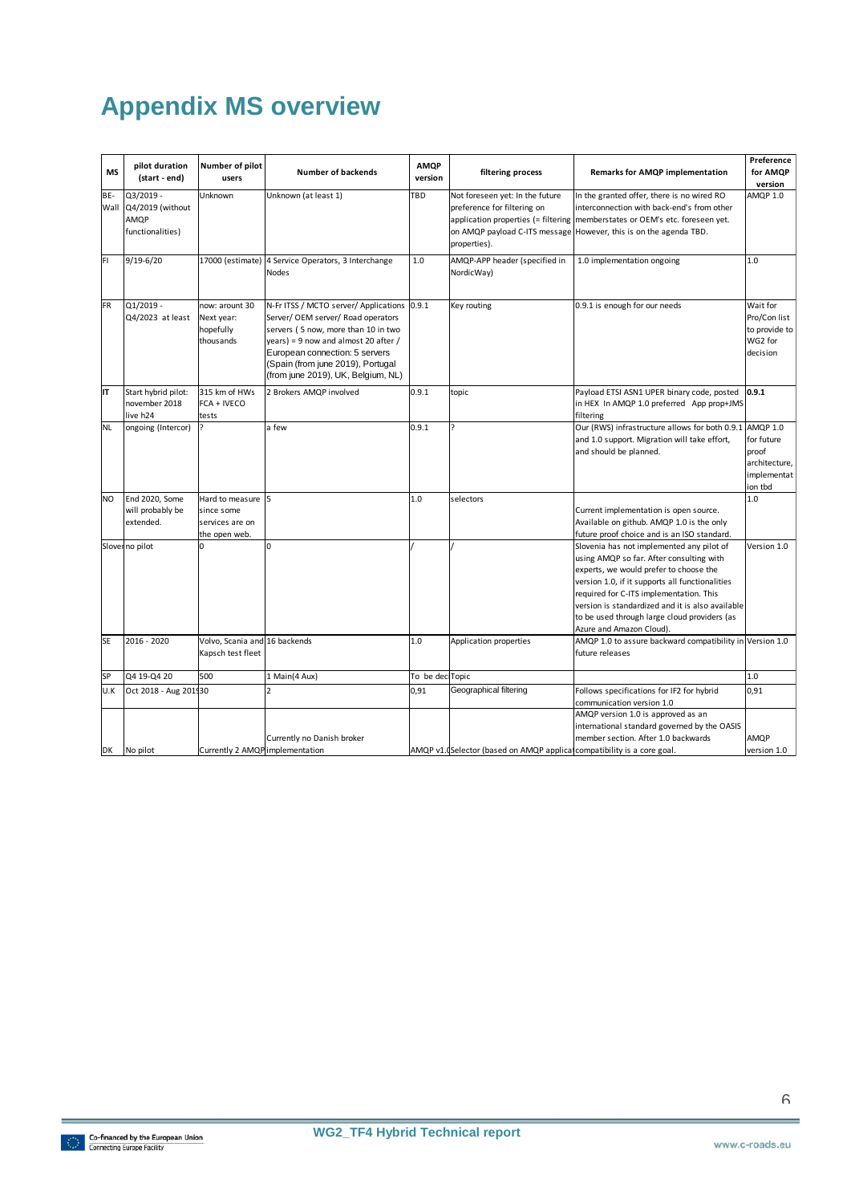# Appendix MS overview

| MS | pilot duration (start - end) | Number of pilot users | Number of backends | AMQP version | filtering process | Remarks for AMQP implementation | Preference for AMQP version |
|---|---|---|---|---|---|---|---|
| BE-Wall | Q3/2019 - Q4/2019 (without AMQP functionalities) | Unknown | Unknown (at least 1) | TBD | Not foreseen yet: In the future preference for filtering on application properties (= filtering on AMQP payload C-ITS message properties). | In the granted offer, there is no wired RO interconnection with back-end's from other memberstates or OEM's etc. foreseen yet. However, this is on the agenda TBD. | AMQP 1.0 |
| FI | 9/19-6/20 | 17000 (estimate) | 4 Service Operators, 3 Interchange Nodes | 1.0 | AMQP-APP header (specified in NordicWay) | 1.0 implementation ongoing | 1.0 |
| FR | Q1/2019 - Q4/2023 at least | now: arount 30 Next year: hopefully thousands | N-Fr ITSS / MCTO server/ Applications Server/ OEM server/ Road operators servers ( 5 now, more than 10 in two years) = 9 now and almost 20 after / European connection: 5 servers (Spain (from june 2019), Portugal (from june 2019), UK, Belgium, NL) | 0.9.1 | Key routing | 0.9.1 is enough for our needs | Wait for Pro/Con list to provide to WG2 for decision |
| IT | Start hybrid pilot: november 2018 live h24 | 315 km of HWs FCA + IVECO tests | 2 Brokers AMQP involved | 0.9.1 | topic | Payload ETSI ASN1 UPER binary code, posted in HEX In AMQP 1.0 preferred App prop+JMS filtering | **0.9.1** |
| NL | ongoing (Intercor) | ? | a few | 0.9.1 | ? | Our (RWS) infrastructure allows for both 0.9.1 and 1.0 support. Migration will take effort, and should be planned. | AMQP 1.0 for future proof architecture, implementation tbd |
| NO | End 2020, Some will probably be extended. | Hard to measure since some services are on the open web. | 5 | 1.0 | selectors | Current implementation is open source. Available on github. AMQP 1.0 is the only future proof choice and is an ISO standard. | 1.0 |
| Sloven | no pilot | 0 | 0 | / | / | Slovenia has not implemented any pilot of using AMQP so far. After consulting with experts, we would prefer to choose the version 1.0, if it supports all functionalities required for C-ITS implementation. This version is standardized and it is also available to be used through large cloud providers (as Azure and Amazon Cloud). | Version 1.0 |
| SE | 2016 - 2020 | Volvo, Scania and Kapsch test fleet | 16 backends | 1.0 | Application properties | AMQP 1.0 to assure backward compatibility in future releases | Version 1.0 |
| SP | Q4 19-Q4 20 | 500 | 1 Main(4 Aux) | To be dec | Topic | | 1.0 |
| U.K | Oct 2018 - Aug 2019 | 30 | 2 | 0,91 | Geographical filtering | Follows specifications for IF2 for hybrid communication version 1.0 | 0,91 |
| DK | No pilot | Currently 2 AMQP implementation | Currently no Danish broker | AMQP v1.0 | Selector (based on AMQP applica | AMQP version 1.0 is approved as an international standard governed by the OASIS member section. After 1.0 backwards compatibility is a core goal. | AMQP version 1.0 |